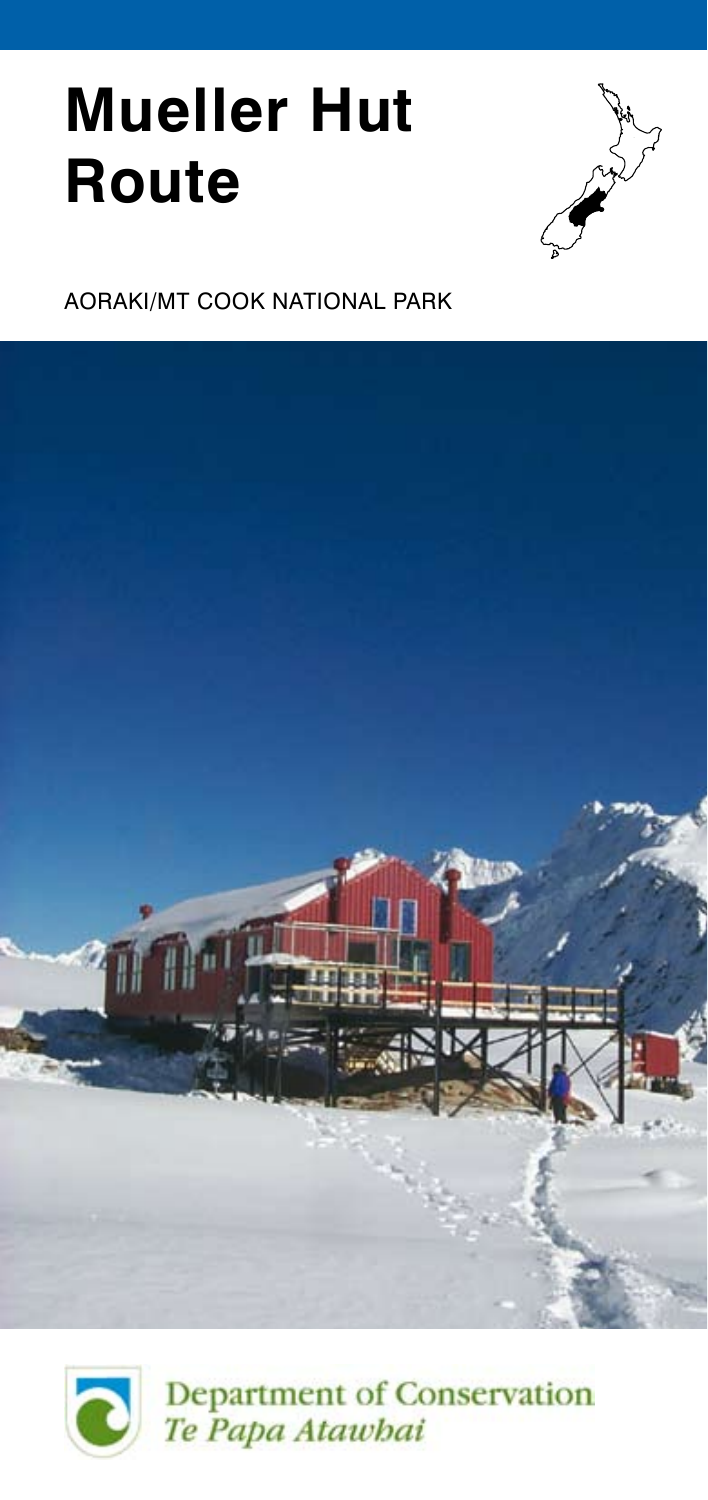# Mueller Hut Route

AORAKI/MT COOK NATIONAL PARK

Department of Conservation
*Te Papa Atawhai*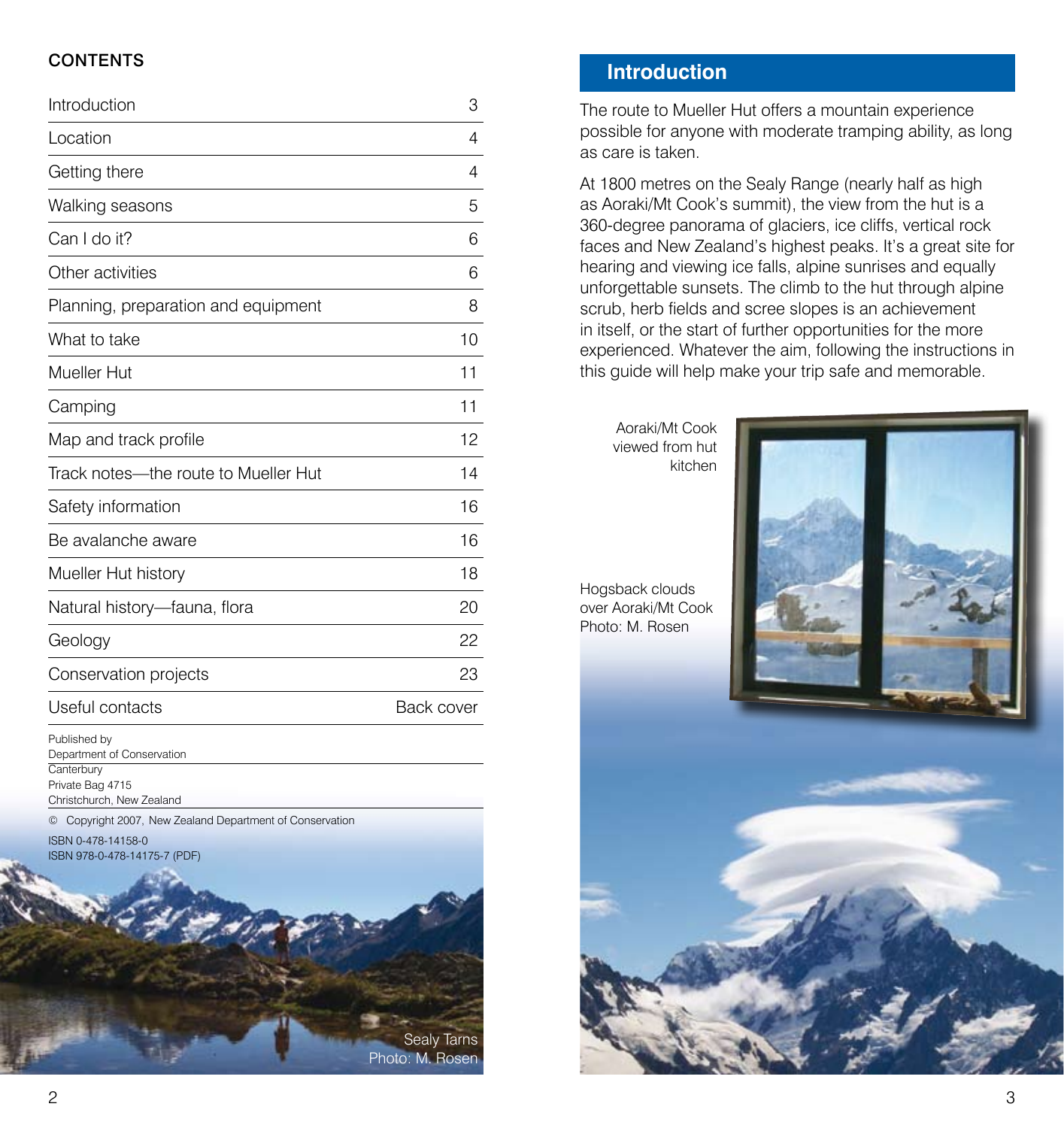## CONTENTS

| | |
|---|---|
| Introduction | 3 |
| Location | 4 |
| Getting there | 4 |
| Walking seasons | 5 |
| Can I do it? | 6 |
| Other activities | 6 |
| Planning, preparation and equipment | 8 |
| What to take | 10 |
| Mueller Hut | 11 |
| Camping | 11 |
| Map and track profile | 12 |
| Track notes—the route to Mueller Hut | 14 |
| Safety information | 16 |
| Be avalanche aware | 16 |
| Mueller Hut history | 18 |
| Natural history—fauna, flora | 20 |
| Geology | 22 |
| Conservation projects | 23 |
| Useful contacts | Back cover |

Published by
Department of Conservation
Canterbury
Private Bag 4715
Christchurch, New Zealand

© Copyright 2007, New Zealand Department of Conservation

ISBN 0-478-14158-0
ISBN 978-0-478-14175-7 (PDF)

Sealy Tarns
Photo: M. Rosen

# Introduction

The route to Mueller Hut offers a mountain experience possible for anyone with moderate tramping ability, as long as care is taken.

At 1800 metres on the Sealy Range (nearly half as high as Aoraki/Mt Cook's summit), the view from the hut is a 360-degree panorama of glaciers, ice cliffs, vertical rock faces and New Zealand's highest peaks. It's a great site for hearing and viewing ice falls, alpine sunrises and equally unforgettable sunsets. The climb to the hut through alpine scrub, herb fields and scree slopes is an achievement in itself, or the start of further opportunities for the more experienced. Whatever the aim, following the instructions in this guide will help make your trip safe and memorable.

Aoraki/Mt Cook viewed from hut kitchen

Hogsback clouds over Aoraki/Mt Cook
Photo: M. Rosen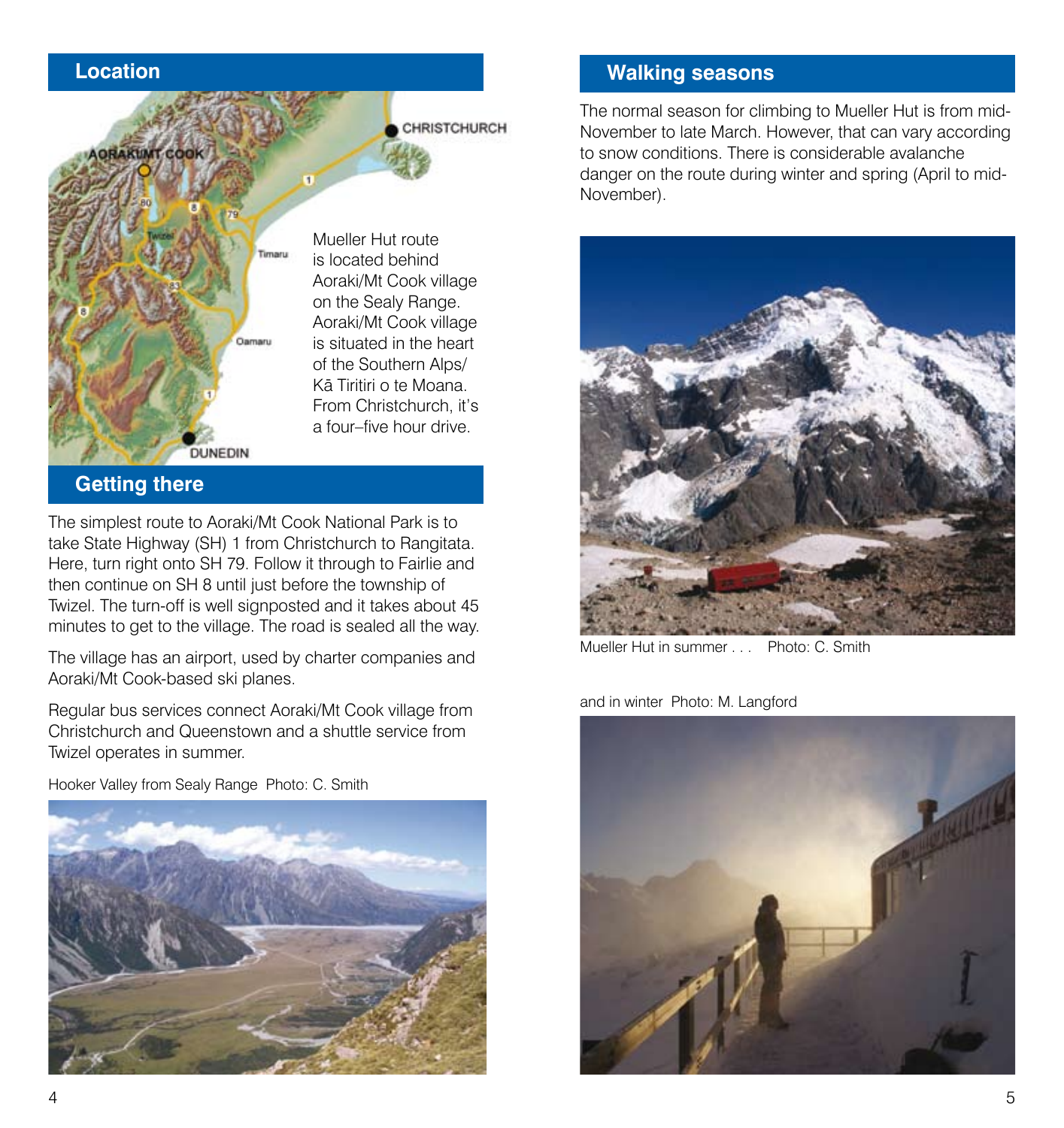## Location

Mueller Hut route is located behind Aoraki/Mt Cook village on the Sealy Range. Aoraki/Mt Cook village is situated in the heart of the Southern Alps/ Kā Tiritiri o te Moana. From Christchurch, it's a four–five hour drive.

## Getting there

The simplest route to Aoraki/Mt Cook National Park is to take State Highway (SH) 1 from Christchurch to Rangitata. Here, turn right onto SH 79. Follow it through to Fairlie and then continue on SH 8 until just before the township of Twizel. The turn-off is well signposted and it takes about 45 minutes to get to the village. The road is sealed all the way.

The village has an airport, used by charter companies and Aoraki/Mt Cook-based ski planes.

Regular bus services connect Aoraki/Mt Cook village from Christchurch and Queenstown and a shuttle service from Twizel operates in summer.

Hooker Valley from Sealy Range Photo: C. Smith

## Walking seasons

The normal season for climbing to Mueller Hut is from mid-November to late March. However, that can vary according to snow conditions. There is considerable avalanche danger on the route during winter and spring (April to mid-November).

Mueller Hut in summer . . . Photo: C. Smith

and in winter Photo: M. Langford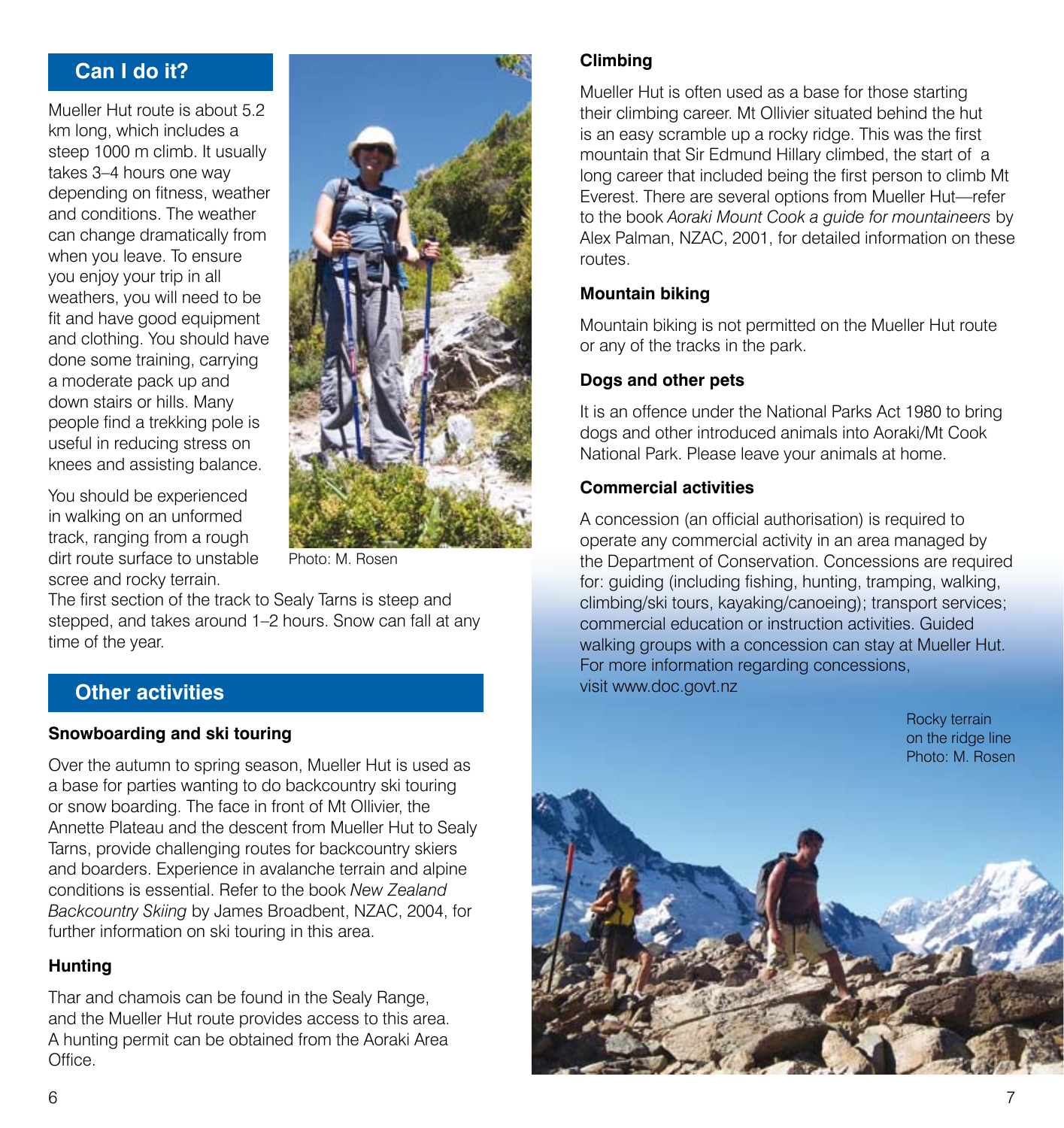## Can I do it?

Mueller Hut route is about 5.2 km long, which includes a steep 1000 m climb. It usually takes 3–4 hours one way depending on fitness, weather and conditions. The weather can change dramatically from when you leave. To ensure you enjoy your trip in all weathers, you will need to be fit and have good equipment and clothing. You should have done some training, carrying a moderate pack up and down stairs or hills. Many people find a trekking pole is useful in reducing stress on knees and assisting balance.

You should be experienced in walking on an unformed track, ranging from a rough dirt route surface to unstable scree and rocky terrain. The first section of the track to Sealy Tarns is steep and stepped, and takes around 1–2 hours. Snow can fall at any time of the year.

Photo: M. Rosen

## Other activities

### Snowboarding and ski touring

Over the autumn to spring season, Mueller Hut is used as a base for parties wanting to do backcountry ski touring or snow boarding. The face in front of Mt Ollivier, the Annette Plateau and the descent from Mueller Hut to Sealy Tarns, provide challenging routes for backcountry skiers and boarders. Experience in avalanche terrain and alpine conditions is essential. Refer to the book *New Zealand Backcountry Skiing* by James Broadbent, NZAC, 2004, for further information on ski touring in this area.

### Hunting

Thar and chamois can be found in the Sealy Range, and the Mueller Hut route provides access to this area. A hunting permit can be obtained from the Aoraki Area Office.

### Climbing

Mueller Hut is often used as a base for those starting their climbing career. Mt Ollivier situated behind the hut is an easy scramble up a rocky ridge. This was the first mountain that Sir Edmund Hillary climbed, the start of a long career that included being the first person to climb Mt Everest. There are several options from Mueller Hut—refer to the book *Aoraki Mount Cook a guide for mountaineers* by Alex Palman, NZAC, 2001, for detailed information on these routes.

### Mountain biking

Mountain biking is not permitted on the Mueller Hut route or any of the tracks in the park.

### Dogs and other pets

It is an offence under the National Parks Act 1980 to bring dogs and other introduced animals into Aoraki/Mt Cook National Park. Please leave your animals at home.

### Commercial activities

A concession (an official authorisation) is required to operate any commercial activity in an area managed by the Department of Conservation. Concessions are required for: guiding (including fishing, hunting, tramping, walking, climbing/ski tours, kayaking/canoeing); transport services; commercial education or instruction activities. Guided walking groups with a concession can stay at Mueller Hut. For more information regarding concessions, visit www.doc.govt.nz

Rocky terrain on the ridge line
Photo: M. Rosen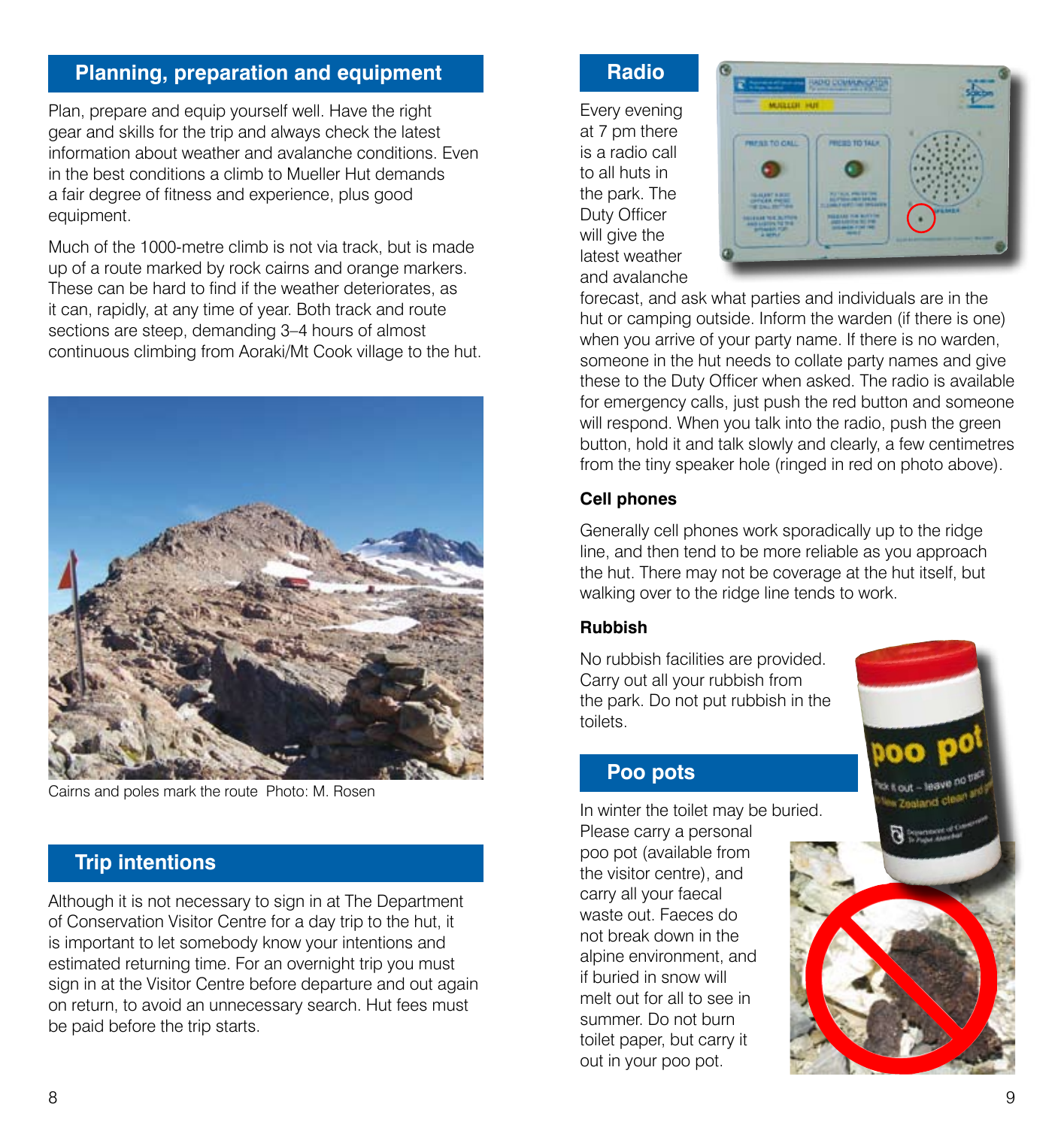## Planning, preparation and equipment

Plan, prepare and equip yourself well. Have the right gear and skills for the trip and always check the latest information about weather and avalanche conditions. Even in the best conditions a climb to Mueller Hut demands a fair degree of fitness and experience, plus good equipment.

Much of the 1000-metre climb is not via track, but is made up of a route marked by rock cairns and orange markers. These can be hard to find if the weather deteriorates, as it can, rapidly, at any time of year. Both track and route sections are steep, demanding 3–4 hours of almost continuous climbing from Aoraki/Mt Cook village to the hut.

Cairns and poles mark the route  Photo: M. Rosen

## Trip intentions

Although it is not necessary to sign in at The Department of Conservation Visitor Centre for a day trip to the hut, it is important to let somebody know your intentions and estimated returning time. For an overnight trip you must sign in at the Visitor Centre before departure and out again on return, to avoid an unnecessary search. Hut fees must be paid before the trip starts.

## Radio

Every evening at 7 pm there is a radio call to all huts in the park. The Duty Officer will give the latest weather and avalanche forecast, and ask what parties and individuals are in the hut or camping outside. Inform the warden (if there is one) when you arrive of your party name. If there is no warden, someone in the hut needs to collate party names and give these to the Duty Officer when asked. The radio is available for emergency calls, just push the red button and someone will respond. When you talk into the radio, push the green button, hold it and talk slowly and clearly, a few centimetres from the tiny speaker hole (ringed in red on photo above).

### Cell phones

Generally cell phones work sporadically up to the ridge line, and then tend to be more reliable as you approach the hut. There may not be coverage at the hut itself, but walking over to the ridge line tends to work.

### Rubbish

No rubbish facilities are provided. Carry out all your rubbish from the park. Do not put rubbish in the toilets.

## Poo pots

In winter the toilet may be buried. Please carry a personal poo pot (available from the visitor centre), and carry all your faecal waste out. Faeces do not break down in the alpine environment, and if buried in snow will melt out for all to see in summer. Do not burn toilet paper, but carry it out in your poo pot.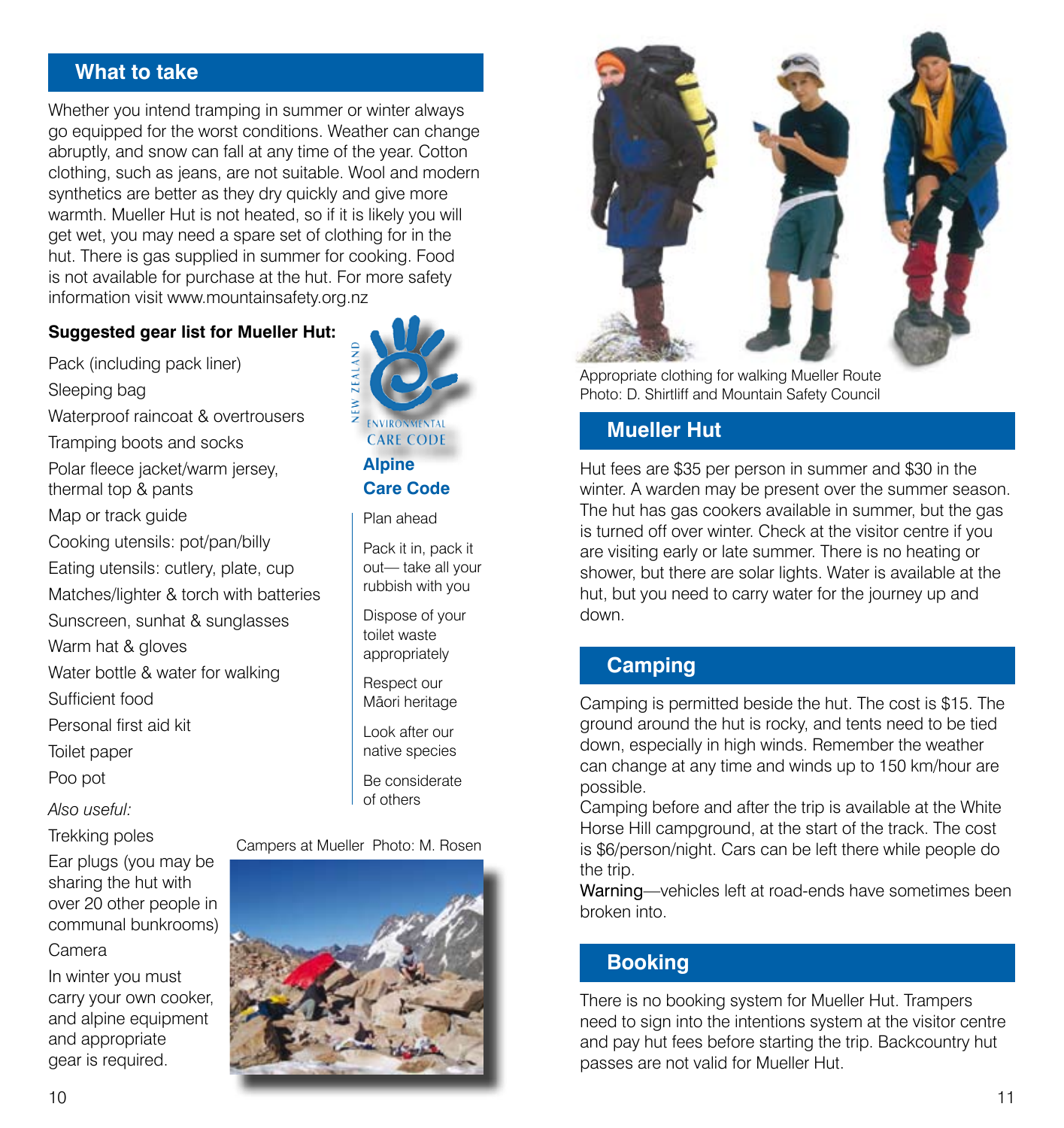## What to take

Whether you intend tramping in summer or winter always go equipped for the worst conditions. Weather can change abruptly, and snow can fall at any time of the year. Cotton clothing, such as jeans, are not suitable. Wool and modern synthetics are better as they dry quickly and give more warmth. Mueller Hut is not heated, so if it is likely you will get wet, you may need a spare set of clothing for in the hut. There is gas supplied in summer for cooking. Food is not available for purchase at the hut. For more safety information visit www.mountainsafety.org.nz

**Suggested gear list for Mueller Hut:**

- Pack (including pack liner)
- Sleeping bag
- Waterproof raincoat & overtrousers
- Tramping boots and socks
- Polar fleece jacket/warm jersey, thermal top & pants
- Map or track guide
- Cooking utensils: pot/pan/billy
- Eating utensils: cutlery, plate, cup
- Matches/lighter & torch with batteries
- Sunscreen, sunhat & sunglasses
- Warm hat & gloves
- Water bottle & water for walking
- Sufficient food
- Personal first aid kit
- Toilet paper
- Poo pot

*Also useful:*

- Trekking poles
- Ear plugs (you may be sharing the hut with over 20 other people in communal bunkrooms)
- Camera

In winter you must carry your own cooker, and alpine equipment and appropriate gear is required.

NEW ZEALAND ENVIRONMENTAL CARE CODE

### Alpine Care Code

- Plan ahead
- Pack it in, pack it out— take all your rubbish with you
- Dispose of your toilet waste appropriately
- Respect our Māori heritage
- Look after our native species
- Be considerate of others

Campers at Mueller Photo: M. Rosen

Appropriate clothing for walking Mueller Route
Photo: D. Shirtliff and Mountain Safety Council

## Mueller Hut

Hut fees are $35 per person in summer and $30 in the winter. A warden may be present over the summer season. The hut has gas cookers available in summer, but the gas is turned off over winter. Check at the visitor centre if you are visiting early or late summer. There is no heating or shower, but there are solar lights. Water is available at the hut, but you need to carry water for the journey up and down.

## Camping

Camping is permitted beside the hut. The cost is $15. The ground around the hut is rocky, and tents need to be tied down, especially in high winds. Remember the weather can change at any time and winds up to 150 km/hour are possible.

Camping before and after the trip is available at the White Horse Hill campground, at the start of the track. The cost is $6/person/night. Cars can be left there while people do the trip.

Warning—vehicles left at road-ends have sometimes been broken into.

## Booking

There is no booking system for Mueller Hut. Trampers need to sign into the intentions system at the visitor centre and pay hut fees before starting the trip. Backcountry hut passes are not valid for Mueller Hut.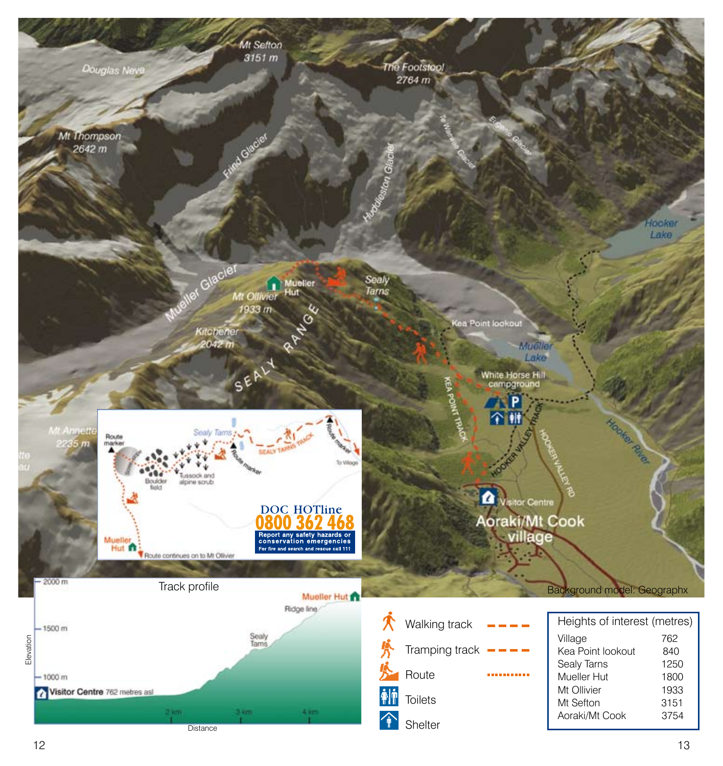Background model: Geographx

**DOC HOTline**
**0800 362 468**
Report any safety hazards or conservation emergencies
For fire and search and rescue call 111

## Track profile

| Symbol | Line style |
|---|---|
| Walking track | dashed (– – – –) |
| Tramping track | dashed (– – – –) |
| Route | dotted (••••••••) |
| Toilets | |
| Shelter | |

| Heights of interest (metres) | |
|---|---|
| Village | 762 |
| Kea Point lookout | 840 |
| Sealy Tarns | 1250 |
| Mueller Hut | 1800 |
| Mt Ollivier | 1933 |
| Mt Sefton | 3151 |
| Aoraki/Mt Cook | 3754 |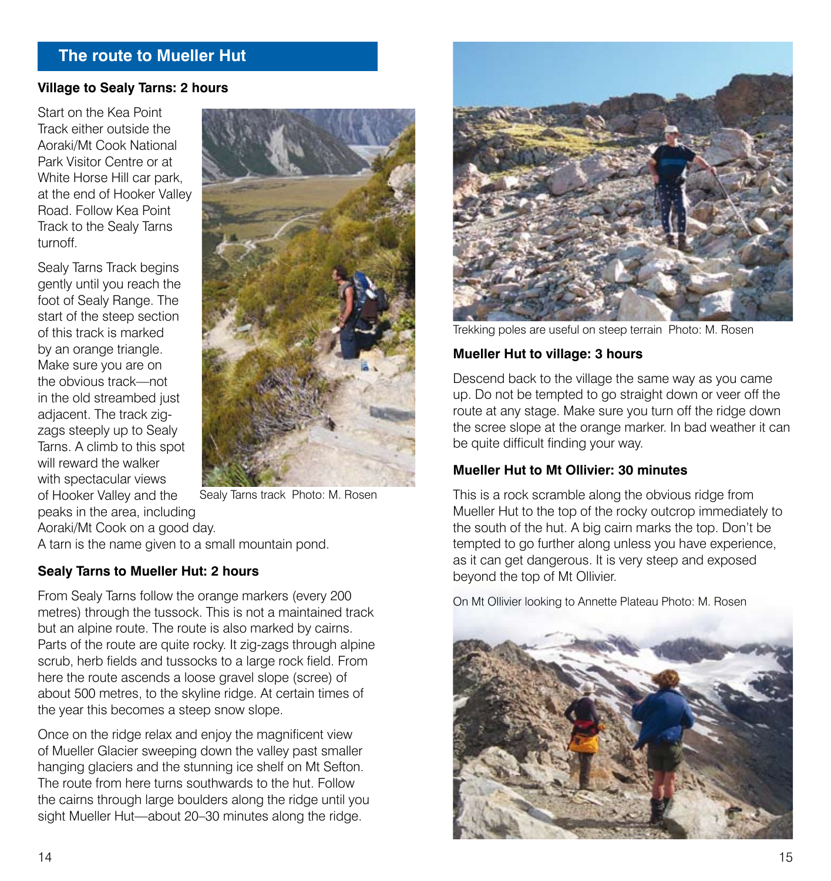## The route to Mueller Hut

**Village to Sealy Tarns: 2 hours**

Start on the Kea Point Track either outside the Aoraki/Mt Cook National Park Visitor Centre or at White Horse Hill car park, at the end of Hooker Valley Road. Follow Kea Point Track to the Sealy Tarns turnoff.

Sealy Tarns Track begins gently until you reach the foot of Sealy Range. The start of the steep section of this track is marked by an orange triangle. Make sure you are on the obvious track—not in the old streambed just adjacent. The track zig-zags steeply up to Sealy Tarns. A climb to this spot will reward the walker with spectacular views of Hooker Valley and the peaks in the area, including Aoraki/Mt Cook on a good day.
A tarn is the name given to a small mountain pond.

Sealy Tarns track Photo: M. Rosen

**Sealy Tarns to Mueller Hut: 2 hours**

From Sealy Tarns follow the orange markers (every 200 metres) through the tussock. This is not a maintained track but an alpine route. The route is also marked by cairns. Parts of the route are quite rocky. It zig-zags through alpine scrub, herb fields and tussocks to a large rock field. From here the route ascends a loose gravel slope (scree) of about 500 metres, to the skyline ridge. At certain times of the year this becomes a steep snow slope.

Once on the ridge relax and enjoy the magnificent view of Mueller Glacier sweeping down the valley past smaller hanging glaciers and the stunning ice shelf on Mt Sefton. The route from here turns southwards to the hut. Follow the cairns through large boulders along the ridge until you sight Mueller Hut—about 20–30 minutes along the ridge.

Trekking poles are useful on steep terrain Photo: M. Rosen

**Mueller Hut to village: 3 hours**

Descend back to the village the same way as you came up. Do not be tempted to go straight down or veer off the route at any stage. Make sure you turn off the ridge down the scree slope at the orange marker. In bad weather it can be quite difficult finding your way.

**Mueller Hut to Mt Ollivier: 30 minutes**

This is a rock scramble along the obvious ridge from Mueller Hut to the top of the rocky outcrop immediately to the south of the hut. A big cairn marks the top. Don't be tempted to go further along unless you have experience, as it can get dangerous. It is very steep and exposed beyond the top of Mt Ollivier.

On Mt Ollivier looking to Annette Plateau Photo: M. Rosen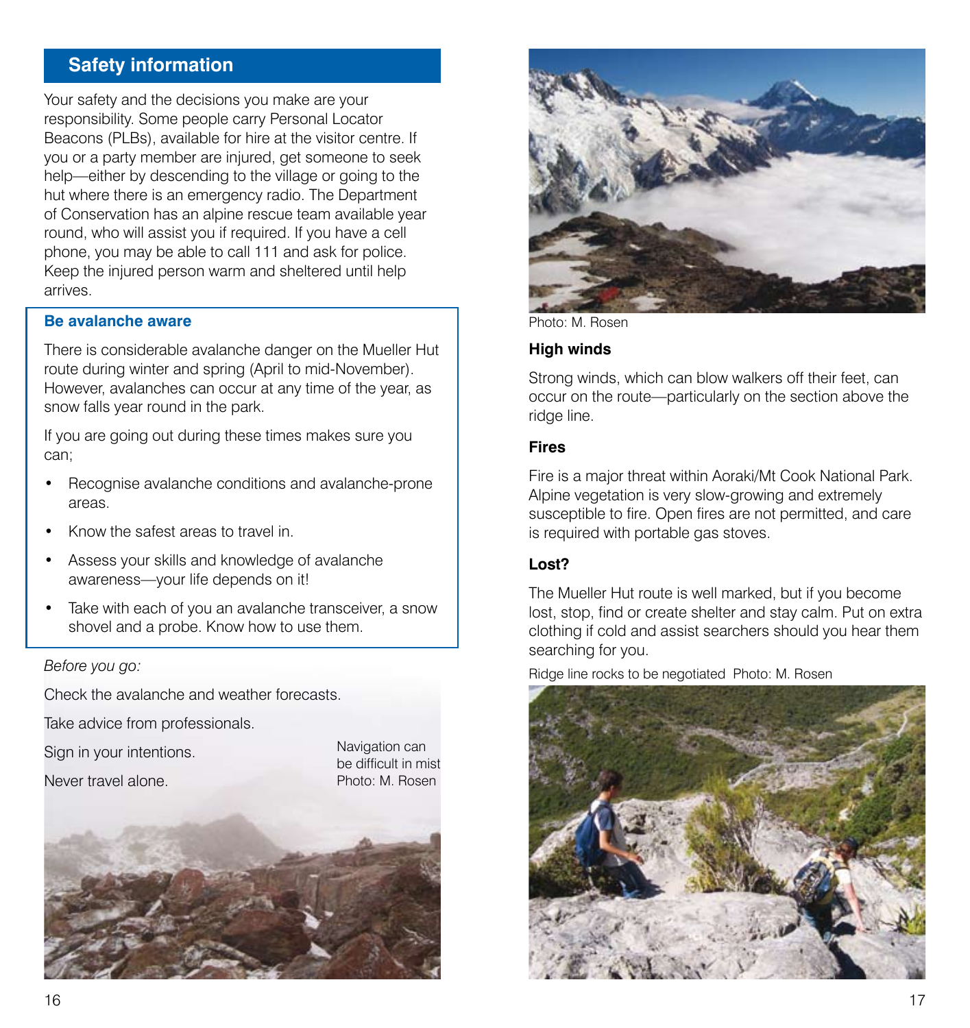## Safety information

Your safety and the decisions you make are your responsibility. Some people carry Personal Locator Beacons (PLBs), available for hire at the visitor centre. If you or a party member are injured, get someone to seek help—either by descending to the village or going to the hut where there is an emergency radio. The Department of Conservation has an alpine rescue team available year round, who will assist you if required. If you have a cell phone, you may be able to call 111 and ask for police. Keep the injured person warm and sheltered until help arrives.

### Be avalanche aware

There is considerable avalanche danger on the Mueller Hut route during winter and spring (April to mid-November). However, avalanches can occur at any time of the year, as snow falls year round in the park.

If you are going out during these times makes sure you can;

- Recognise avalanche conditions and avalanche-prone areas.
- Know the safest areas to travel in.
- Assess your skills and knowledge of avalanche awareness—your life depends on it!
- Take with each of you an avalanche transceiver, a snow shovel and a probe. Know how to use them.

*Before you go:*

Check the avalanche and weather forecasts.

Take advice from professionals.

Sign in your intentions.

Never travel alone.

Navigation can be difficult in mist Photo: M. Rosen

Photo: M. Rosen

### High winds

Strong winds, which can blow walkers off their feet, can occur on the route—particularly on the section above the ridge line.

### Fires

Fire is a major threat within Aoraki/Mt Cook National Park. Alpine vegetation is very slow-growing and extremely susceptible to fire. Open fires are not permitted, and care is required with portable gas stoves.

### Lost?

The Mueller Hut route is well marked, but if you become lost, stop, find or create shelter and stay calm. Put on extra clothing if cold and assist searchers should you hear them searching for you.

Ridge line rocks to be negotiated Photo: M. Rosen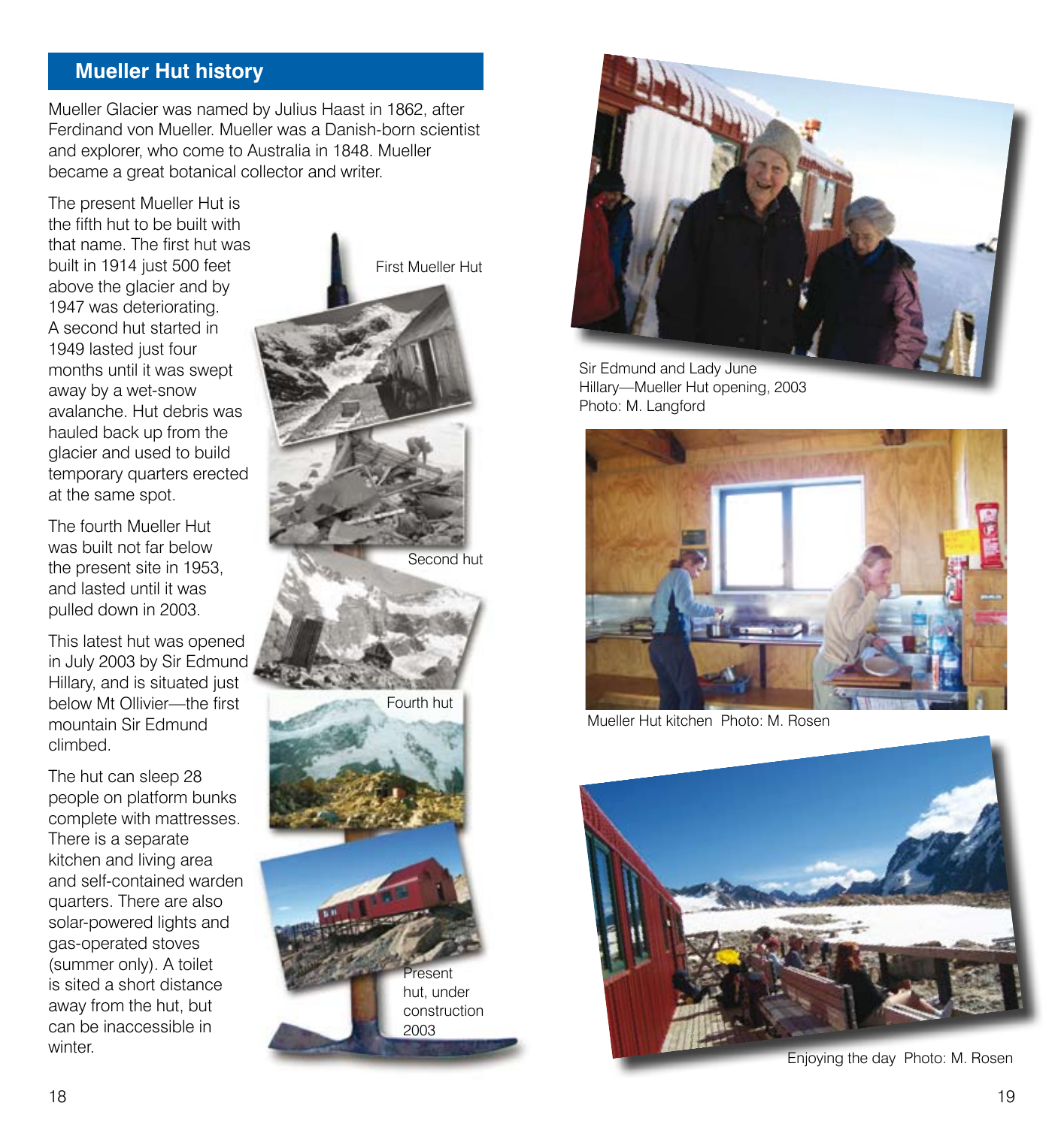## Mueller Hut history

Mueller Glacier was named by Julius Haast in 1862, after Ferdinand von Mueller. Mueller was a Danish-born scientist and explorer, who come to Australia in 1848. Mueller became a great botanical collector and writer.

The present Mueller Hut is the fifth hut to be built with that name. The first hut was built in 1914 just 500 feet above the glacier and by 1947 was deteriorating. A second hut started in 1949 lasted just four months until it was swept away by a wet-snow avalanche. Hut debris was hauled back up from the glacier and used to build temporary quarters erected at the same spot.

The fourth Mueller Hut was built not far below the present site in 1953, and lasted until it was pulled down in 2003.

This latest hut was opened in July 2003 by Sir Edmund Hillary, and is situated just below Mt Ollivier—the first mountain Sir Edmund climbed.

The hut can sleep 28 people on platform bunks complete with mattresses. There is a separate kitchen and living area and self-contained warden quarters. There are also solar-powered lights and gas-operated stoves (summer only). A toilet is sited a short distance away from the hut, but can be inaccessible in winter.

First Mueller Hut

Second hut

Fourth hut

Present hut, under construction 2003

Sir Edmund and Lady June Hillary—Mueller Hut opening, 2003
Photo: M. Langford

Mueller Hut kitchen Photo: M. Rosen

Enjoying the day Photo: M. Rosen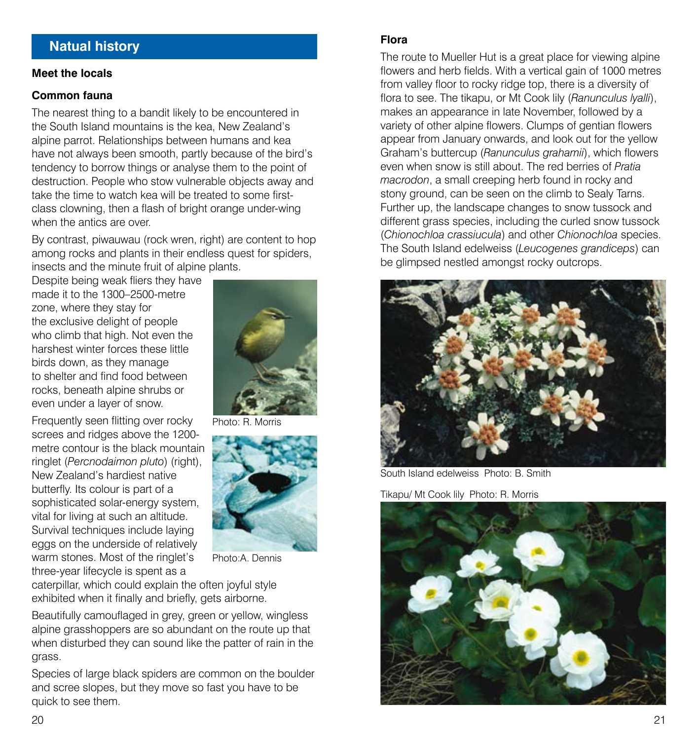## Natual history

### Meet the locals

#### Common fauna

The nearest thing to a bandit likely to be encountered in the South Island mountains is the kea, New Zealand's alpine parrot. Relationships between humans and kea have not always been smooth, partly because of the bird's tendency to borrow things or analyse them to the point of destruction. People who stow vulnerable objects away and take the time to watch kea will be treated to some first-class clowning, then a flash of bright orange under-wing when the antics are over.

By contrast, piwauwau (rock wren, right) are content to hop among rocks and plants in their endless quest for spiders, insects and the minute fruit of alpine plants. Despite being weak fliers they have made it to the 1300–2500-metre zone, where they stay for the exclusive delight of people who climb that high. Not even the harshest winter forces these little birds down, as they manage to shelter and find food between rocks, beneath alpine shrubs or even under a layer of snow.

Photo: R. Morris

Frequently seen flitting over rocky screes and ridges above the 1200-metre contour is the black mountain ringlet (*Percnodaimon pluto*) (right), New Zealand's hardiest native butterfly. Its colour is part of a sophisticated solar-energy system, vital for living at such an altitude. Survival techniques include laying eggs on the underside of relatively warm stones. Most of the ringlet's three-year lifecycle is spent as a caterpillar, which could explain the often joyful style exhibited when it finally and briefly, gets airborne.

Photo:A. Dennis

Beautifully camouflaged in grey, green or yellow, wingless alpine grasshoppers are so abundant on the route up that when disturbed they can sound like the patter of rain in the grass.

Species of large black spiders are common on the boulder and scree slopes, but they move so fast you have to be quick to see them.

#### Flora

The route to Mueller Hut is a great place for viewing alpine flowers and herb fields. With a vertical gain of 1000 metres from valley floor to rocky ridge top, there is a diversity of flora to see. The tikapu, or Mt Cook lily (*Ranunculus lyalli*), makes an appearance in late November, followed by a variety of other alpine flowers. Clumps of gentian flowers appear from January onwards, and look out for the yellow Graham's buttercup (*Ranunculus grahamii*), which flowers even when snow is still about. The red berries of *Pratia macrodon*, a small creeping herb found in rocky and stony ground, can be seen on the climb to Sealy Tarns. Further up, the landscape changes to snow tussock and different grass species, including the curled snow tussock (*Chionochloa crassiucula*) and other *Chionochloa* species. The South Island edelweiss (*Leucogenes grandiceps*) can be glimpsed nestled amongst rocky outcrops.

South Island edelweiss Photo: B. Smith

Tikapu/ Mt Cook lily Photo: R. Morris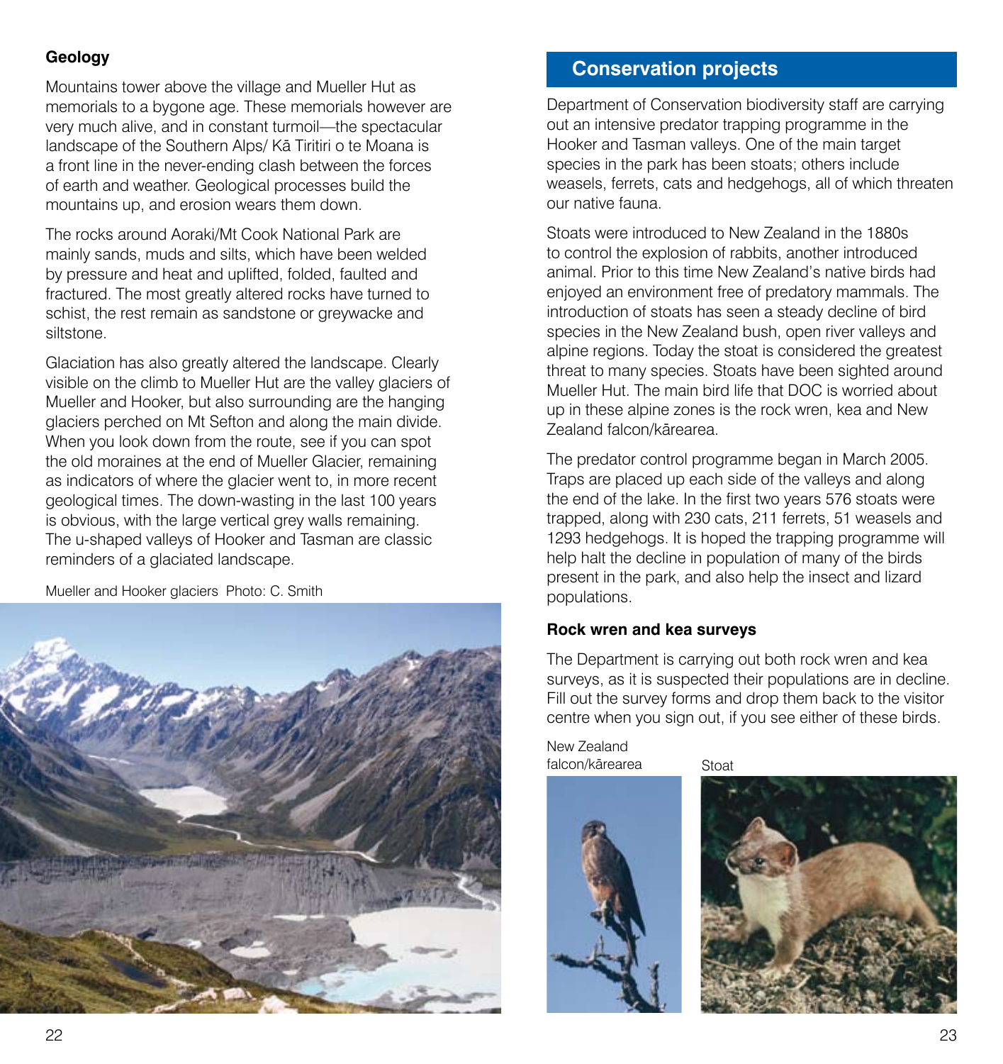### Geology

Mountains tower above the village and Mueller Hut as memorials to a bygone age. These memorials however are very much alive, and in constant turmoil—the spectacular landscape of the Southern Alps/ Kā Tiritiri o te Moana is a front line in the never-ending clash between the forces of earth and weather. Geological processes build the mountains up, and erosion wears them down.

The rocks around Aoraki/Mt Cook National Park are mainly sands, muds and silts, which have been welded by pressure and heat and uplifted, folded, faulted and fractured. The most greatly altered rocks have turned to schist, the rest remain as sandstone or greywacke and siltstone.

Glaciation has also greatly altered the landscape. Clearly visible on the climb to Mueller Hut are the valley glaciers of Mueller and Hooker, but also surrounding are the hanging glaciers perched on Mt Sefton and along the main divide. When you look down from the route, see if you can spot the old moraines at the end of Mueller Glacier, remaining as indicators of where the glacier went to, in more recent geological times. The down-wasting in the last 100 years is obvious, with the large vertical grey walls remaining. The u-shaped valleys of Hooker and Tasman are classic reminders of a glaciated landscape.

Mueller and Hooker glaciers Photo: C. Smith

## Conservation projects

Department of Conservation biodiversity staff are carrying out an intensive predator trapping programme in the Hooker and Tasman valleys. One of the main target species in the park has been stoats; others include weasels, ferrets, cats and hedgehogs, all of which threaten our native fauna.

Stoats were introduced to New Zealand in the 1880s to control the explosion of rabbits, another introduced animal. Prior to this time New Zealand's native birds had enjoyed an environment free of predatory mammals. The introduction of stoats has seen a steady decline of bird species in the New Zealand bush, open river valleys and alpine regions. Today the stoat is considered the greatest threat to many species. Stoats have been sighted around Mueller Hut. The main bird life that DOC is worried about up in these alpine zones is the rock wren, kea and New Zealand falcon/kārearea.

The predator control programme began in March 2005. Traps are placed up each side of the valleys and along the end of the lake. In the first two years 576 stoats were trapped, along with 230 cats, 211 ferrets, 51 weasels and 1293 hedgehogs. It is hoped the trapping programme will help halt the decline in population of many of the birds present in the park, and also help the insect and lizard populations.

### Rock wren and kea surveys

The Department is carrying out both rock wren and kea surveys, as it is suspected their populations are in decline. Fill out the survey forms and drop them back to the visitor centre when you sign out, if you see either of these birds.

New Zealand falcon/kārearea

Stoat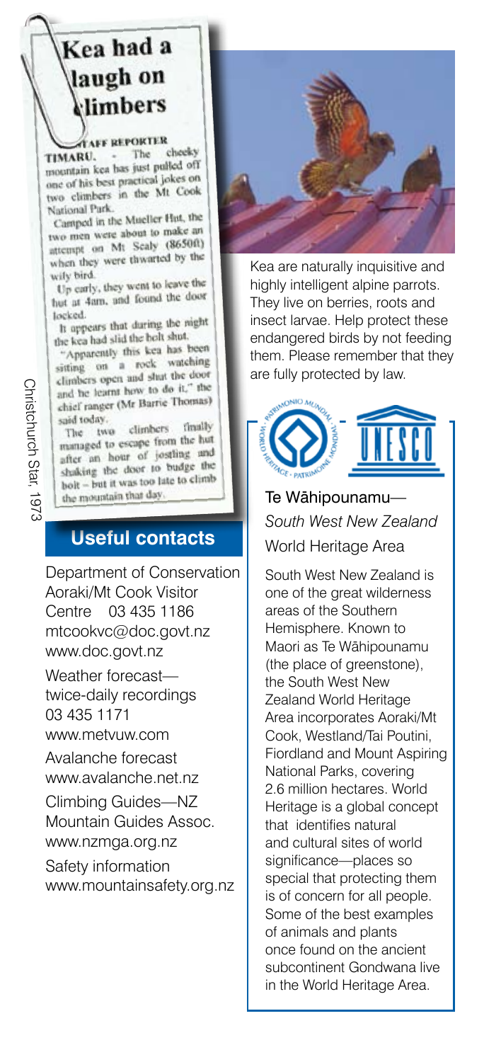# Kea had a laugh on climbers

STAFF REPORTER

TIMARU. – The cheeky mountain kea has just pulled off one of his best practical jokes on two climbers in the Mt Cook National Park.

Camped in the Mueller Hut, the two men were about to make an attempt on Mt Sealy (8650ft) when they were thwarted by the wily bird.

Up early, they went to leave the hut at 4am, and found the door locked.

It appears that during the night the kea had slid the bolt shut.

"Apparently this kea has been sitting on a rock watching climbers open and shut the door and he learnt how to do it," the chief ranger (Mr Barrie Thomas) said today.

The two climbers finally managed to escape from the hut after an hour of jostling and shaking the door to budge the bolt – but it was too late to climb the mountain that day.

Christchurch Star, 1973

## Useful contacts

Department of Conservation Aoraki/Mt Cook Visitor Centre 03 435 1186
mtcookvc@doc.govt.nz
www.doc.govt.nz

Weather forecast—twice-daily recordings 03 435 1171
www.metvuw.com

Avalanche forecast
www.avalanche.net.nz

Climbing Guides—NZ Mountain Guides Assoc.
www.nzmga.org.nz

Safety information
www.mountainsafety.org.nz

Kea are naturally inquisitive and highly intelligent alpine parrots. They live on berries, roots and insect larvae. Help protect these endangered birds by not feeding them. Please remember that they are fully protected by law.

## Te Wāhipounamu—*South West New Zealand* World Heritage Area

South West New Zealand is one of the great wilderness areas of the Southern Hemisphere. Known to Maori as Te Wāhipounamu (the place of greenstone), the South West New Zealand World Heritage Area incorporates Aoraki/Mt Cook, Westland/Tai Poutini, Fiordland and Mount Aspiring National Parks, covering 2.6 million hectares. World Heritage is a global concept that identifies natural and cultural sites of world significance—places so special that protecting them is of concern for all people. Some of the best examples of animals and plants once found on the ancient subcontinent Gondwana live in the World Heritage Area.